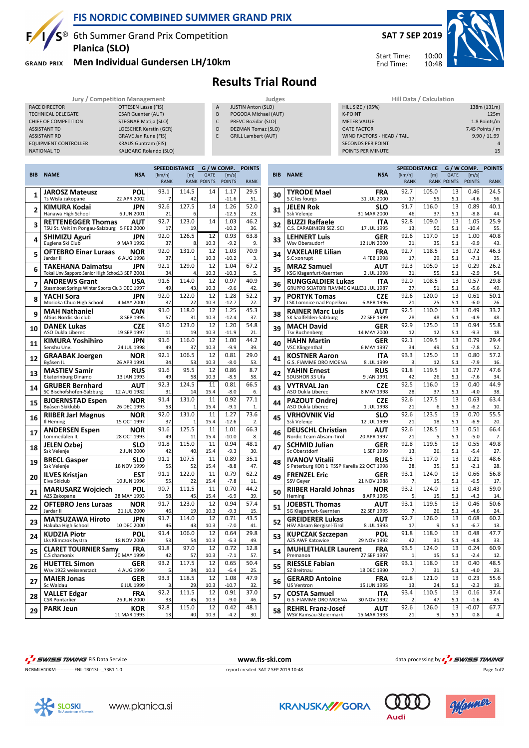# FIS NORDIC COMBINED SUMMER GRAND PRIX

6th Summer Grand Prix Competition
**Planica (SLO)**

**Men Individual Gundersen LH/10km**

**SAT 7 SEP 2019**

Start Time: 10:00
End Time: 10:48

## Results Trial Round

| Jury / Competition Management | |
|---|---|
| RACE DIRECTOR | OTTESEN Lasse (FIS) |
| TECHNICAL DELEGATE | CSAR Guenter (AUT) |
| CHIEF OF COMPETITION | STEGNAR Matija (SLO) |
| ASSISTANT TD | LOESCHER Kerstin (GER) |
| ASSISTANT RD | GRAVE Jan Rune (FIS) |
| EQUIPMENT CONTROLLER | KRAUS Guntram (FIS) |
| NATIONAL TD | KALIGARO Rolando (SLO) |

| Judges | |
|---|---|
| A | JUSTIN Anton (SLO) |
| B | POGODA Michael (AUT) |
| C | PREVC Bozidar (SLO) |
| D | DEZMAN Tomaz (SLO) |
| E | GRILL Lambert (AUT) |

| Hill Data / Calculation | |
|---|---|
| HILL SIZE / (95%) | 138m (131m) |
| K-POINT | 125m |
| METER VALUE | 1.8 Points/m |
| GATE FACTOR | 7.45 Points / m |
| WIND FACTORS - HEAD / TAIL | 9.90 / 11.99 |
| SECONDS PER POINT | 4 |
| POINTS PER MINUTE | 15 |

| BIB | NAME | NSA | SPEED [km/h] | SPEED RANK | DISTANCE [m] | DISTANCE RANK | GATE | GATE POINTS | WIND [m/s] | WIND POINTS | POINTS | RANK |
|---|---|---|---|---|---|---|---|---|---|---|---|---|
| 1 | JAROSZ Mateusz<br>Ts Wisla zakopane | POL<br>22 APR 2002 | 93.1 | 7. | 114.5 | 42. | 14 | | 1.17 | -11.6 | 29.5 | 51. |
| 2 | KIMURA Kodai<br>Hanawa High School | JPN<br>6 JUN 2001 | 92.6 | 21. | 127.5 | 6. | 14 | | 1.26 | -12.5 | 52.0 | 23. |
| 3 | RETTENEGGER Thomas<br>TSU St. Veit im Pongau-Salzburg | AUT<br>5 FEB 2000 | 92.7 | 17. | 123.0 | 19. | 14 | | 1.03 | -10.2 | 46.2 | 36. |
| 4 | SHIMIZU Aguri<br>Euglena Ski Club | JPN<br>9 MAR 1992 | 92.0 | 37. | 126.5 | 8. | 12 | 10.3 | 0.93 | -9.2 | 63.8 | 9. |
| 5 | OFTEBRO Einar Luraas<br>Jardar Il | NOR<br>6 AUG 1998 | 92.0 | 37. | 131.0 | 1. | 12 | 10.3 | 1.03 | -10.2 | 70.9 | 3. |
| 6 | TAKEHANA Daimatsu<br>Tokai Unv.Sapporo Senior High School | JPN<br>13 SEP 2001 | 92.1 | 34. | 129.0 | 4. | 12 | 10.3 | 1.04 | -10.3 | 67.2 | 5. |
| 7 | ANDREWS Grant<br>Steamboat Springs Winter Sports Club | USA<br>3 DEC 1997 | 91.6 | 49. | 114.0 | 43. | 12 | 10.3 | 0.97 | -9.6 | 40.9 | 42. |
| 8 | YACHI Sora<br>Morioka Chuo High School | JPN<br>4 MAY 2000 | 92.0 | 37. | 122.0 | 22. | 12 | 10.3 | 1.28 | -12.7 | 52.2 | 22. |
| 9 | MAH Nathaniel<br>Altius Nordic ski club | CAN<br>8 SEP 1995 | 91.0 | 57. | 118.0 | 31. | 12 | 10.3 | 1.25 | -12.4 | 45.3 | 37. |
| 10 | DANEK Lukas<br>ASO Dukla Liberec | CZE<br>19 SEP 1997 | 93.0 | 11. | 123.0 | 19. | 12 | 10.3 | 1.20 | -11.9 | 54.8 | 21. |
| 11 | KIMURA Yoshihiro<br>Senshu Unv. | JPN<br>24 JUL 1998 | 91.6 | 49. | 116.0 | 37. | 12 | 10.3 | 1.00 | -9.9 | 44.2 | 39. |
| 12 | GRAABAK Joergen<br>Byåsen IL | NOR<br>26 APR 1991 | 92.1 | 34. | 106.5 | 53. | 12 | 10.3 | 0.81 | -8.0 | 29.0 | 53. |
| 13 | MASTIEV Samir<br>Ekaterinburg Dinamo | RUS<br>13 JAN 1993 | 91.6 | 49. | 95.5 | 58. | 12 | 10.3 | 0.86 | -8.5 | 8.7 | 58. |
| 14 | GRUBER Bernhard<br>SC Bischofshofen-Salzburg | AUT<br>12 AUG 1982 | 92.3 | 31. | 124.5 | 14. | 11 | 15.4 | 0.81 | -8.0 | 66.5 | 6. |
| 15 | BJOERNSTAD Espen<br>Byåsen Skiklubb | NOR<br>26 DEC 1993 | 91.4 | 53. | 131.0 | 1. | 11 | 15.4 | 0.92 | -9.1 | 77.1 | 1. |
| 16 | RIIBER Jarl Magnus<br>Il Heming | NOR<br>15 OCT 1997 | 92.0 | 37. | 131.0 | 1. | 11 | 15.4 | 1.27 | -12.6 | 73.6 | 2. |
| 17 | ANDERSEN Espen<br>Lommedalen IL | NOR<br>28 OCT 1993 | 91.6 | 49. | 125.5 | 11. | 11 | 15.4 | 1.01 | -10.0 | 66.3 | 8. |
| 18 | JELEN Ozbej<br>Ssk Velenje | SLO<br>2 JUN 2000 | 91.8 | 42. | 115.0 | 40. | 11 | 15.4 | 0.94 | -9.3 | 48.1 | 30. |
| 19 | BRECL Gasper<br>Ssk Velenje | SLO<br>18 NOV 1999 | 91.1 | 55. | 107.5 | 52. | 11 | 15.4 | 0.89 | -8.8 | 35.1 | 47. |
| 20 | ILVES Kristjan<br>Elva Skiclub | EST<br>10 JUN 1996 | 91.1 | 55. | 122.0 | 22. | 11 | 15.4 | 0.79 | -7.8 | 62.2 | 11. |
| 21 | MARUSARZ Wojciech<br>AZS Zakopane | POL<br>28 MAY 1993 | 90.7 | 58. | 111.5 | 45. | 11 | 15.4 | 0.70 | -6.9 | 44.2 | 39. |
| 22 | OFTEBRO Jens Luraas<br>Jardar Il | NOR<br>21 JUL 2000 | 91.7 | 46. | 123.0 | 19. | 12 | 10.3 | 0.94 | -9.3 | 57.4 | 15. |
| 23 | MATSUZAWA Hiroto<br>Hakuba High School | JPN<br>10 DEC 2000 | 91.7 | 46. | 114.0 | 43. | 12 | 10.3 | 0.71 | -7.0 | 43.5 | 41. |
| 24 | KUDZIA Piotr<br>Lks Klimczok bystra | POL<br>18 NOV 2000 | 91.4 | 53. | 106.0 | 54. | 12 | 10.3 | 0.64 | -6.3 | 29.8 | 49. |
| 25 | CLARET TOURNIER Samy<br>C.S chamonix | FRA<br>20 MAY 1999 | 91.8 | 42. | 97.0 | 57. | 12 | 10.3 | 0.72 | -7.1 | 12.8 | 57. |
| 26 | HUETTEL Simon<br>Wsv 1922 weissenstadt | GER<br>4 AUG 1999 | 93.2 | 5. | 117.5 | 34. | 12 | 10.3 | 0.65 | -6.4 | 50.4 | 25. |
| 27 | MAIER Jonas<br>Sc Waldau | GER<br>6 JUL 1999 | 93.3 | 3. | 118.5 | 29. | 12 | 10.3 | 1.08 | -10.7 | 47.9 | 32. |
| 28 | VALLET Edgar<br>CSR Pontarlier | FRA<br>26 JUN 2000 | 92.2 | 33. | 111.5 | 45. | 12 | 10.3 | 0.91 | -9.0 | 37.0 | 46. |
| 29 | PARK Jeun | KOR<br>11 MAR 1993 | 92.8 | 13. | 115.0 | 40. | 12 | 10.3 | 0.42 | -4.2 | 48.1 | 30. |
| 30 | TYRODE Mael<br>S.C les fourgs | FRA<br>31 JUL 2000 | 92.7 | 17. | 105.0 | 55. | 13 | 5.1 | 0.46 | -4.6 | 24.5 | 56. |
| 31 | JELEN Rok<br>Ssk Velenje | SLO<br>31 MAR 2000 | 91.7 | 46. | 116.0 | 37. | 13 | 5.1 | 0.89 | -8.8 | 40.1 | 44. |
| 32 | BUZZI Raffaele<br>C.S. CARABINIERI SEZ. SCI | ITA<br>17 JUL 1995 | 92.8 | 13. | 109.0 | 50. | 13 | 5.1 | 1.05 | -10.4 | 25.9 | 55. |
| 33 | LEHNERT Luis<br>Wsv Oberaudorf | GER<br>12 JUN 2000 | 92.6 | 21. | 117.0 | 35. | 13 | 5.1 | 1.00 | -9.9 | 40.8 | 43. |
| 34 | VAXELAIRE Lilian<br>S.C xonrupt | FRA<br>4 FEB 1998 | 92.7 | 17. | 118.5 | 29. | 13 | 5.1 | 0.72 | -7.1 | 46.3 | 35. |
| 35 | MRAZ Samuel<br>KSG Klagenfurt-Kaernten | AUT<br>2 JUL 1998 | 92.3 | 31. | 105.0 | 55. | 13 | 5.1 | 0.29 | -2.9 | 26.2 | 54. |
| 36 | RUNGGALDIER Lukas<br>GRUPPO SCIATORI FIAMME GIALLE | ITA<br>31 JUL 1987 | 92.0 | 37. | 108.5 | 51. | 13 | 5.1 | 0.57 | -5.6 | 29.8 | 49. |
| 37 | PORTYK Tomas<br>LSK Lomnice nad Popelkou | CZE<br>6 APR 1996 | 92.6 | 21. | 120.0 | 25. | 13 | 5.1 | 0.61 | -6.0 | 50.1 | 26. |
| 38 | RAINER Marc Luis<br>SK Saalfelden-Salzburg | AUT<br>22 SEP 1999 | 92.5 | 28. | 110.0 | 48. | 13 | 5.1 | 0.49 | -4.9 | 33.2 | 48. |
| 39 | MACH David<br>Tsv Buchenberg | GER<br>14 MAY 2000 | 92.9 | 12. | 125.0 | 12. | 13 | 5.1 | 0.94 | -9.3 | 55.8 | 18. |
| 40 | HAHN Martin<br>VSC Klingenthal | GER<br>6 MAY 1997 | 92.1 | 34. | 109.5 | 49. | 13 | 5.1 | 0.79 | -7.8 | 29.4 | 52. |
| 41 | KOSTNER Aaron<br>G.S. FIAMME ORO MOENA | ITA<br>8 JUL 1999 | 93.3 | 3. | 125.0 | 12. | 13 | 5.1 | 0.80 | -7.9 | 57.2 | 16. |
| 42 | YAHIN Ernest<br>SDUSHOR 33 Ufa | RUS<br>9 JAN 1991 | 91.8 | 42. | 119.5 | 26. | 13 | 5.1 | 0.77 | -7.6 | 47.6 | 34. |
| 43 | VYTRVAL Jan<br>ASO Dukla Liberec | CZE<br>8 MAY 1998 | 92.5 | 28. | 116.0 | 37. | 13 | 5.1 | 0.40 | -4.0 | 44.9 | 38. |
| 44 | PAZOUT Ondrej<br>ASO Dukla Liberec | CZE<br>1 JUL 1998 | 92.6 | 21. | 127.5 | 6. | 13 | 5.1 | 0.63 | -6.2 | 63.4 | 10. |
| 45 | VRHOVNIK Vid<br>Ssk Velenje | SLO<br>12 JUL 1999 | 92.6 | 21. | 123.5 | 18. | 13 | 5.1 | 0.70 | -6.9 | 55.5 | 20. |
| 46 | DEUSCHL Christian<br>Nordic Team Absam-Tirol | AUT<br>20 APR 1997 | 92.6 | 21. | 128.5 | 5. | 13 | 5.1 | 0.51 | -5.0 | 66.4 | 7. |
| 47 | SCHMID Julian<br>Sc Oberstdorf | GER<br>1 SEP 1999 | 92.8 | 13. | 119.5 | 26. | 13 | 5.1 | 0.55 | -5.4 | 49.8 | 27. |
| 48 | IVANOV Vitalii<br>S Peterburg KOR 1 TSSP Karelia | RUS<br>22 OCT 1998 | 92.5 | 28. | 117.0 | 35. | 13 | 5.1 | 0.21 | -2.1 | 48.6 | 28. |
| 49 | FRENZEL Eric<br>SSV Geyer | GER<br>21 NOV 1988 | 93.1 | 7. | 124.0 | 15. | 13 | 5.1 | 0.66 | -6.5 | 56.8 | 17. |
| 50 | RIIBER Harald Johnas<br>Heming | NOR<br>8 APR 1995 | 93.2 | 5. | 124.0 | 15. | 13 | 5.1 | 0.43 | -4.3 | 59.0 | 14. |
| 51 | JOEBSTL Thomas<br>SG Klagenfurt-Kaernten | AUT<br>22 SEP 1995 | 93.1 | 7. | 119.5 | 26. | 13 | 5.1 | 0.46 | -4.6 | 50.6 | 24. |
| 52 | GREIDERER Lukas<br>HSV Absam Bergisel-Tirol | AUT<br>8 JUL 1993 | 92.7 | 17. | 126.0 | 9. | 13 | 5.1 | 0.68 | -6.7 | 60.2 | 13. |
| 53 | KUPCZAK Szczepan<br>AZS AWF Katowice | POL<br>29 NOV 1992 | 91.8 | 42. | 118.0 | 31. | 13 | 5.1 | 0.48 | -4.8 | 47.7 | 33. |
| 54 | MUHLETHALER Laurent<br>Premanon | FRA<br>27 SEP 1997 | 93.5 | 1. | 124.0 | 15. | 13 | 5.1 | 0.24 | -2.4 | 60.9 | 12. |
| 55 | RIESSLE Fabian<br>SZ Breitnau | GER<br>18 DEC 1990 | 93.1 | 7. | 118.0 | 31. | 13 | 5.1 | 0.40 | -4.0 | 48.5 | 29. |
| 56 | GERARD Antoine<br>US Ventron | FRA<br>15 JUN 1995 | 92.8 | 13. | 121.0 | 24. | 13 | 5.1 | 0.23 | -2.3 | 55.6 | 19. |
| 57 | COSTA Samuel<br>G.S. FIAMME ORO MOENA | ITA<br>30 NOV 1992 | 93.4 | 2. | 110.5 | 47. | 13 | 5.1 | 0.16 | -1.6 | 37.4 | 45. |
| 58 | REHRL Franz-Josef<br>WSV Ramsau-Steiermark | AUT<br>15 MAR 1993 | 92.6 | 21. | 126.0 | 9. | 13 | 5.1 | -0.07 | 0.8 | 67.7 | 4. |

SWISS TIMING FIS Data Service www.fis-ski.com data processing by SWISS TIMING

NCBMLH10KM------------FNL-TR01SJ--_73B1 1.0 report created SAT 7 SEP 2019 10:48

www.planica.si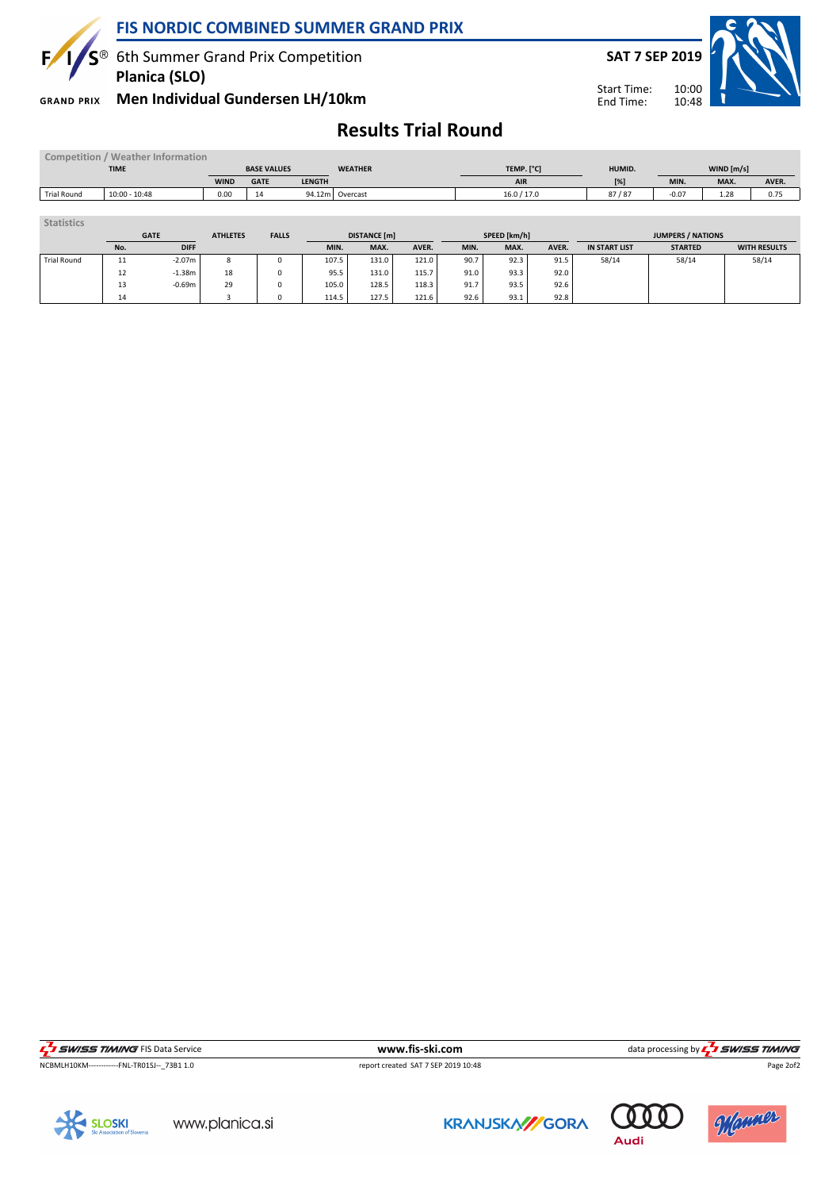# FIS NORDIC COMBINED SUMMER GRAND PRIX

6th Summer Grand Prix Competition
**Planica (SLO)**
**Men Individual Gundersen LH/10km**

**SAT 7 SEP 2019**

Start Time: 10:00
End Time: 10:48

## Results Trial Round

**Competition / Weather Information**

| | TIME | BASE VALUES | | | WEATHER | TEMP. [°C] | HUMID. | WIND [m/s] | | |
|---|---|---|---|---|---|---|---|---|---|---|
| | | WIND | GATE | LENGTH | | AIR | [%] | MIN. | MAX. | AVER. |
| Trial Round | 10:00 - 10:48 | 0.00 | 14 | 94.12m | Overcast | 16.0 / 17.0 | 87 / 87 | -0.07 | 1.28 | 0.75 |

**Statistics**

| | GATE | | ATHLETES | FALLS | DISTANCE [m] | | | SPEED [km/h] | | | JUMPERS / NATIONS | | |
|---|---|---|---|---|---|---|---|---|---|---|---|---|---|
| | No. | DIFF | | | MIN. | MAX. | AVER. | MIN. | MAX. | AVER. | IN START LIST | STARTED | WITH RESULTS |
| Trial Round | 11 | -2.07m | 8 | 0 | 107.5 | 131.0 | 121.0 | 90.7 | 92.3 | 91.5 | 58/14 | 58/14 | 58/14 |
| | 12 | -1.38m | 18 | 0 | 95.5 | 131.0 | 115.7 | 91.0 | 93.3 | 92.0 | | | |
| | 13 | -0.69m | 29 | 0 | 105.0 | 128.5 | 118.3 | 91.7 | 93.5 | 92.6 | | | |
| | 14 | | 3 | 0 | 114.5 | 127.5 | 121.6 | 92.6 | 93.1 | 92.8 | | | |

SWISS TIMING FIS Data Service — www.fis-ski.com — data processing by SWISS TIMING

NCBMLH10KM------------FNL-TR01SJ--_73B1 1.0 — report created SAT 7 SEP 2019 10:48

www.planica.si